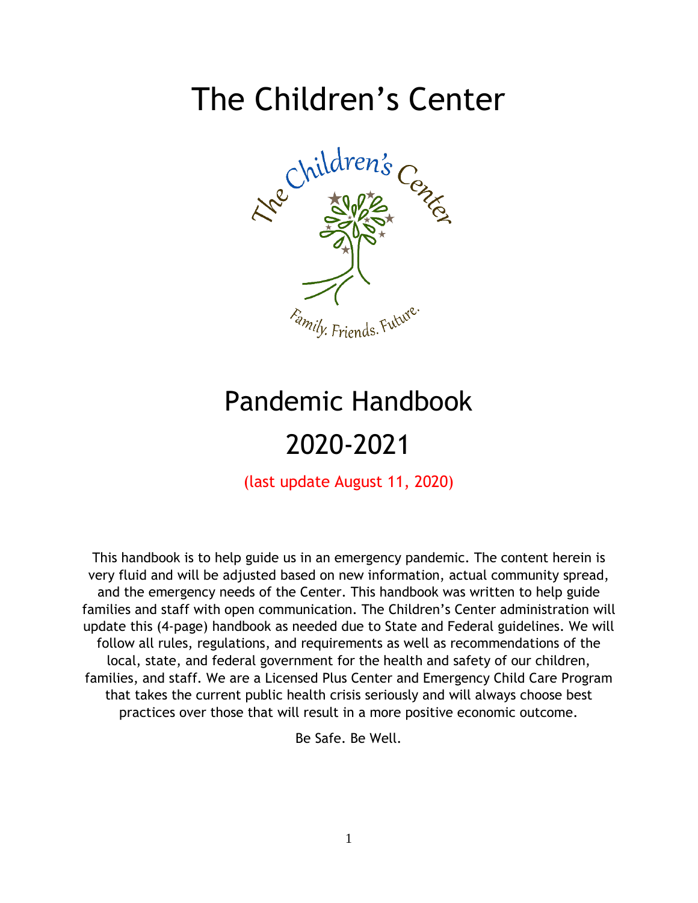# The Children's Center

The Children's Center

Family. Friends. Future.

# Pandemic Handbook

# 2020-2021

(last update August 11, 2020)

This handbook is to help guide us in an emergency pandemic. The content herein is very fluid and will be adjusted based on new information, actual community spread, and the emergency needs of the Center. This handbook was written to help guide families and staff with open communication. The Children's Center administration will update this (4-page) handbook as needed due to State and Federal guidelines. We will follow all rules, regulations, and requirements as well as recommendations of the local, state, and federal government for the health and safety of our children, families, and staff. We are a Licensed Plus Center and Emergency Child Care Program that takes the current public health crisis seriously and will always choose best practices over those that will result in a more positive economic outcome.

Be Safe. Be Well.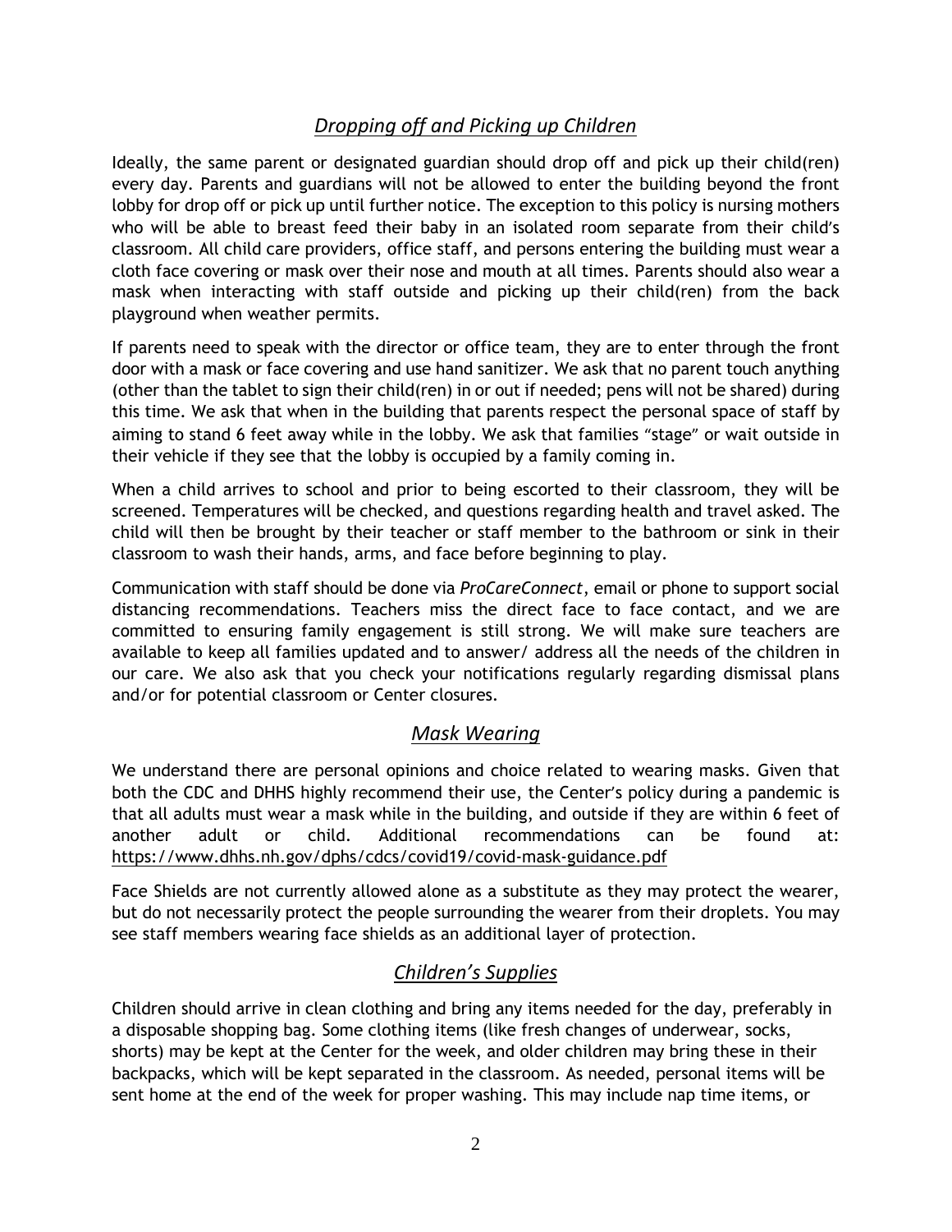## *Dropping off and Picking up Children*

Ideally, the same parent or designated guardian should drop off and pick up their child(ren) every day. Parents and guardians will not be allowed to enter the building beyond the front lobby for drop off or pick up until further notice. The exception to this policy is nursing mothers who will be able to breast feed their baby in an isolated room separate from their child's classroom. All child care providers, office staff, and persons entering the building must wear a cloth face covering or mask over their nose and mouth at all times. Parents should also wear a mask when interacting with staff outside and picking up their child(ren) from the back playground when weather permits.

If parents need to speak with the director or office team, they are to enter through the front door with a mask or face covering and use hand sanitizer. We ask that no parent touch anything (other than the tablet to sign their child(ren) in or out if needed; pens will not be shared) during this time. We ask that when in the building that parents respect the personal space of staff by aiming to stand 6 feet away while in the lobby. We ask that families "stage" or wait outside in their vehicle if they see that the lobby is occupied by a family coming in.

When a child arrives to school and prior to being escorted to their classroom, they will be screened. Temperatures will be checked, and questions regarding health and travel asked. The child will then be brought by their teacher or staff member to the bathroom or sink in their classroom to wash their hands, arms, and face before beginning to play.

Communication with staff should be done via *ProCareConnect*, email or phone to support social distancing recommendations. Teachers miss the direct face to face contact, and we are committed to ensuring family engagement is still strong. We will make sure teachers are available to keep all families updated and to answer/ address all the needs of the children in our care. We also ask that you check your notifications regularly regarding dismissal plans and/or for potential classroom or Center closures.

## *Mask Wearing*

We understand there are personal opinions and choice related to wearing masks. Given that both the CDC and DHHS highly recommend their use, the Center's policy during a pandemic is that all adults must wear a mask while in the building, and outside if they are within 6 feet of another adult or child. Additional recommendations can be found at: https://www.dhhs.nh.gov/dphs/cdcs/covid19/covid-mask-guidance.pdf

Face Shields are not currently allowed alone as a substitute as they may protect the wearer, but do not necessarily protect the people surrounding the wearer from their droplets. You may see staff members wearing face shields as an additional layer of protection.

## *Children's Supplies*

Children should arrive in clean clothing and bring any items needed for the day, preferably in a disposable shopping bag. Some clothing items (like fresh changes of underwear, socks, shorts) may be kept at the Center for the week, and older children may bring these in their backpacks, which will be kept separated in the classroom. As needed, personal items will be sent home at the end of the week for proper washing. This may include nap time items, or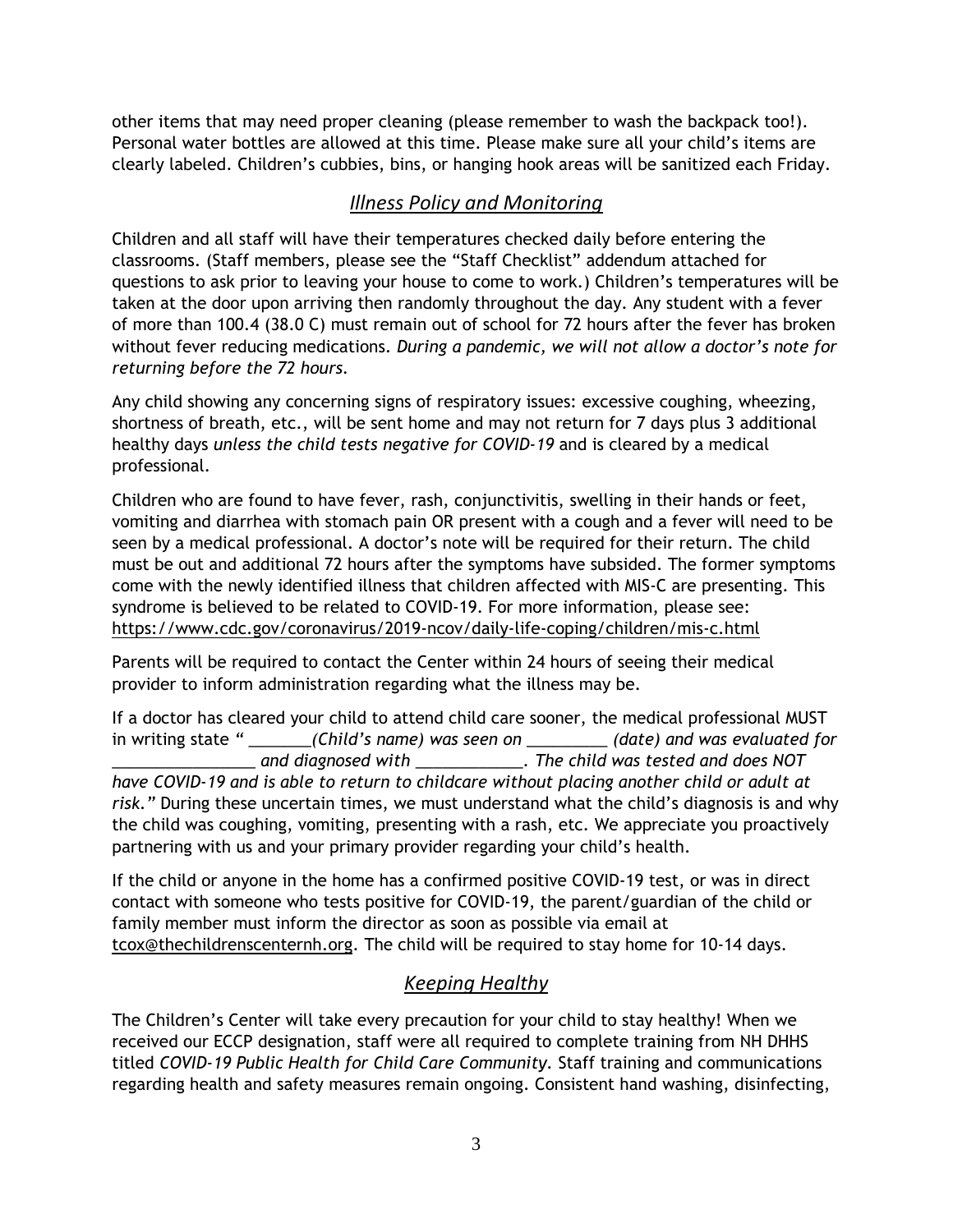other items that may need proper cleaning (please remember to wash the backpack too!). Personal water bottles are allowed at this time. Please make sure all your child's items are clearly labeled. Children's cubbies, bins, or hanging hook areas will be sanitized each Friday.

## *Illness Policy and Monitoring*

Children and all staff will have their temperatures checked daily before entering the classrooms. (Staff members, please see the "Staff Checklist" addendum attached for questions to ask prior to leaving your house to come to work.) Children's temperatures will be taken at the door upon arriving then randomly throughout the day. Any student with a fever of more than 100.4 (38.0 C) must remain out of school for 72 hours after the fever has broken without fever reducing medications. *During a pandemic, we will not allow a doctor's note for returning before the 72 hours.*

Any child showing any concerning signs of respiratory issues: excessive coughing, wheezing, shortness of breath, etc., will be sent home and may not return for 7 days plus 3 additional healthy days *unless the child tests negative for COVID-19* and is cleared by a medical professional.

Children who are found to have fever, rash, conjunctivitis, swelling in their hands or feet, vomiting and diarrhea with stomach pain OR present with a cough and a fever will need to be seen by a medical professional. A doctor's note will be required for their return. The child must be out and additional 72 hours after the symptoms have subsided. The former symptoms come with the newly identified illness that children affected with MIS-C are presenting. This syndrome is believed to be related to COVID-19. For more information, please see: https://www.cdc.gov/coronavirus/2019-ncov/daily-life-coping/children/mis-c.html

Parents will be required to contact the Center within 24 hours of seeing their medical provider to inform administration regarding what the illness may be.

If a doctor has cleared your child to attend child care sooner, the medical professional MUST in writing state " _______*(Child's name) was seen on _________ (date) and was evaluated for ________________ and diagnosed with ____________. The child was tested and does NOT have COVID-19 and is able to return to childcare without placing another child or adult at risk."* During these uncertain times, we must understand what the child's diagnosis is and why the child was coughing, vomiting, presenting with a rash, etc. We appreciate you proactively partnering with us and your primary provider regarding your child's health.

If the child or anyone in the home has a confirmed positive COVID-19 test, or was in direct contact with someone who tests positive for COVID-19, the parent/guardian of the child or family member must inform the director as soon as possible via email at tcox@thechildrenscenternh.org. The child will be required to stay home for 10-14 days.

## *Keeping Healthy*

The Children's Center will take every precaution for your child to stay healthy! When we received our ECCP designation, staff were all required to complete training from NH DHHS titled *COVID-19 Public Health for Child Care Community*. Staff training and communications regarding health and safety measures remain ongoing. Consistent hand washing, disinfecting,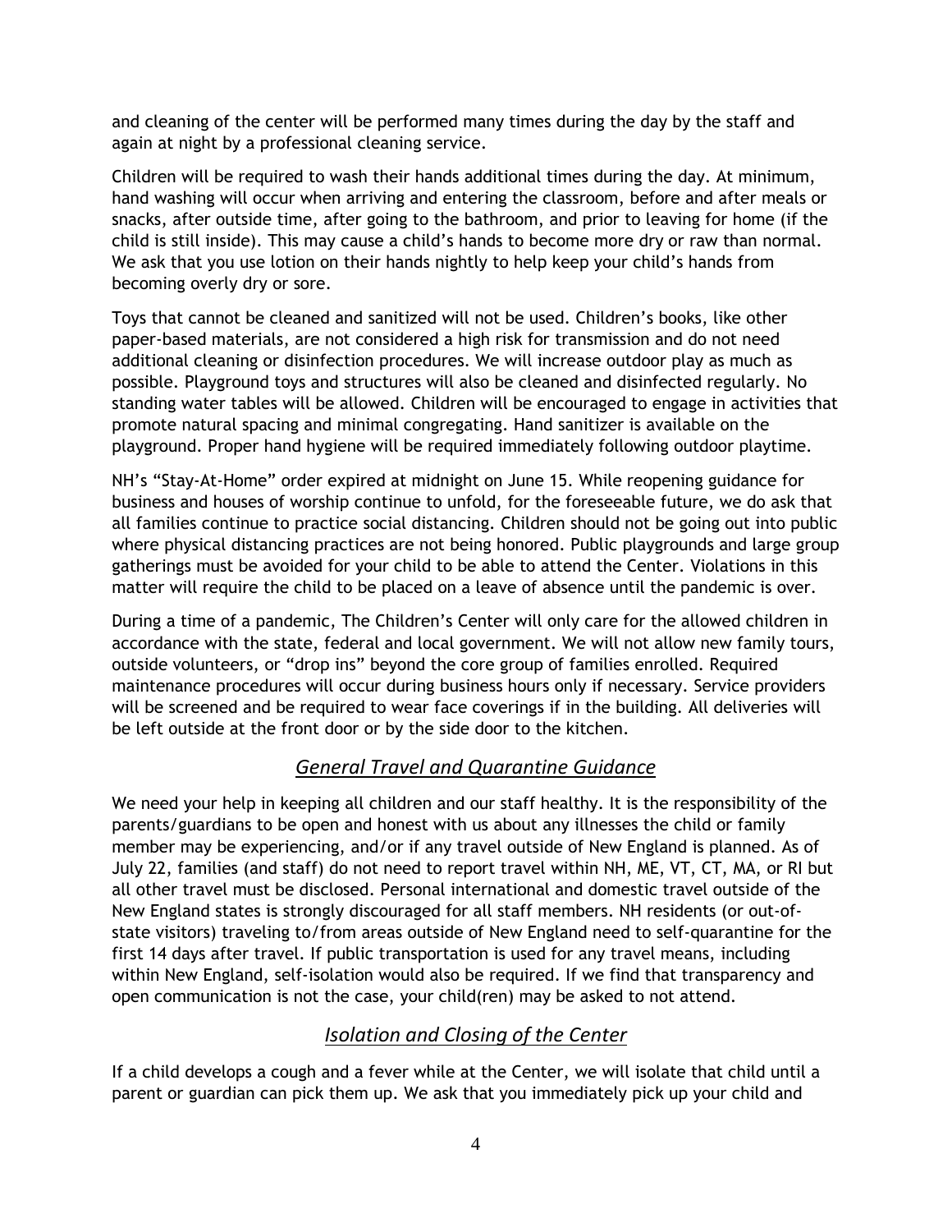and cleaning of the center will be performed many times during the day by the staff and again at night by a professional cleaning service.

Children will be required to wash their hands additional times during the day. At minimum, hand washing will occur when arriving and entering the classroom, before and after meals or snacks, after outside time, after going to the bathroom, and prior to leaving for home (if the child is still inside). This may cause a child's hands to become more dry or raw than normal. We ask that you use lotion on their hands nightly to help keep your child's hands from becoming overly dry or sore.

Toys that cannot be cleaned and sanitized will not be used. Children's books, like other paper-based materials, are not considered a high risk for transmission and do not need additional cleaning or disinfection procedures. We will increase outdoor play as much as possible. Playground toys and structures will also be cleaned and disinfected regularly. No standing water tables will be allowed. Children will be encouraged to engage in activities that promote natural spacing and minimal congregating. Hand sanitizer is available on the playground. Proper hand hygiene will be required immediately following outdoor playtime.

NH's "Stay-At-Home" order expired at midnight on June 15. While reopening guidance for business and houses of worship continue to unfold, for the foreseeable future, we do ask that all families continue to practice social distancing. Children should not be going out into public where physical distancing practices are not being honored. Public playgrounds and large group gatherings must be avoided for your child to be able to attend the Center. Violations in this matter will require the child to be placed on a leave of absence until the pandemic is over.

During a time of a pandemic, The Children's Center will only care for the allowed children in accordance with the state, federal and local government. We will not allow new family tours, outside volunteers, or "drop ins" beyond the core group of families enrolled. Required maintenance procedures will occur during business hours only if necessary. Service providers will be screened and be required to wear face coverings if in the building. All deliveries will be left outside at the front door or by the side door to the kitchen.

## *General Travel and Quarantine Guidance*

We need your help in keeping all children and our staff healthy. It is the responsibility of the parents/guardians to be open and honest with us about any illnesses the child or family member may be experiencing, and/or if any travel outside of New England is planned. As of July 22, families (and staff) do not need to report travel within NH, ME, VT, CT, MA, or RI but all other travel must be disclosed. Personal international and domestic travel outside of the New England states is strongly discouraged for all staff members. NH residents (or out-of-state visitors) traveling to/from areas outside of New England need to self-quarantine for the first 14 days after travel. If public transportation is used for any travel means, including within New England, self-isolation would also be required. If we find that transparency and open communication is not the case, your child(ren) may be asked to not attend.

## *Isolation and Closing of the Center*

If a child develops a cough and a fever while at the Center, we will isolate that child until a parent or guardian can pick them up. We ask that you immediately pick up your child and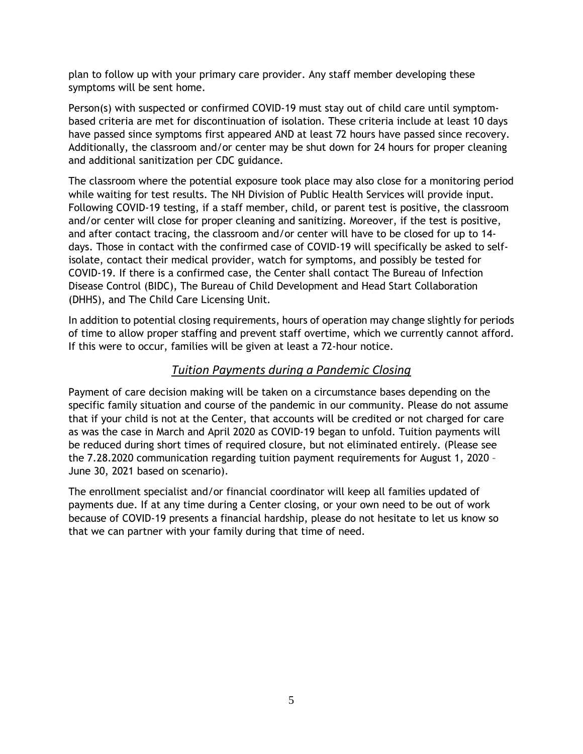plan to follow up with your primary care provider. Any staff member developing these symptoms will be sent home.

Person(s) with suspected or confirmed COVID-19 must stay out of child care until symptom-based criteria are met for discontinuation of isolation. These criteria include at least 10 days have passed since symptoms first appeared AND at least 72 hours have passed since recovery. Additionally, the classroom and/or center may be shut down for 24 hours for proper cleaning and additional sanitization per CDC guidance.

The classroom where the potential exposure took place may also close for a monitoring period while waiting for test results. The NH Division of Public Health Services will provide input. Following COVID-19 testing, if a staff member, child, or parent test is positive, the classroom and/or center will close for proper cleaning and sanitizing. Moreover, if the test is positive, and after contact tracing, the classroom and/or center will have to be closed for up to 14-days. Those in contact with the confirmed case of COVID-19 will specifically be asked to self-isolate, contact their medical provider, watch for symptoms, and possibly be tested for COVID-19. If there is a confirmed case, the Center shall contact The Bureau of Infection Disease Control (BIDC), The Bureau of Child Development and Head Start Collaboration (DHHS), and The Child Care Licensing Unit.

In addition to potential closing requirements, hours of operation may change slightly for periods of time to allow proper staffing and prevent staff overtime, which we currently cannot afford. If this were to occur, families will be given at least a 72-hour notice.

## *Tuition Payments during a Pandemic Closing*

Payment of care decision making will be taken on a circumstance bases depending on the specific family situation and course of the pandemic in our community. Please do not assume that if your child is not at the Center, that accounts will be credited or not charged for care as was the case in March and April 2020 as COVID-19 began to unfold. Tuition payments will be reduced during short times of required closure, but not eliminated entirely. (Please see the 7.28.2020 communication regarding tuition payment requirements for August 1, 2020 – June 30, 2021 based on scenario).

The enrollment specialist and/or financial coordinator will keep all families updated of payments due. If at any time during a Center closing, or your own need to be out of work because of COVID-19 presents a financial hardship, please do not hesitate to let us know so that we can partner with your family during that time of need.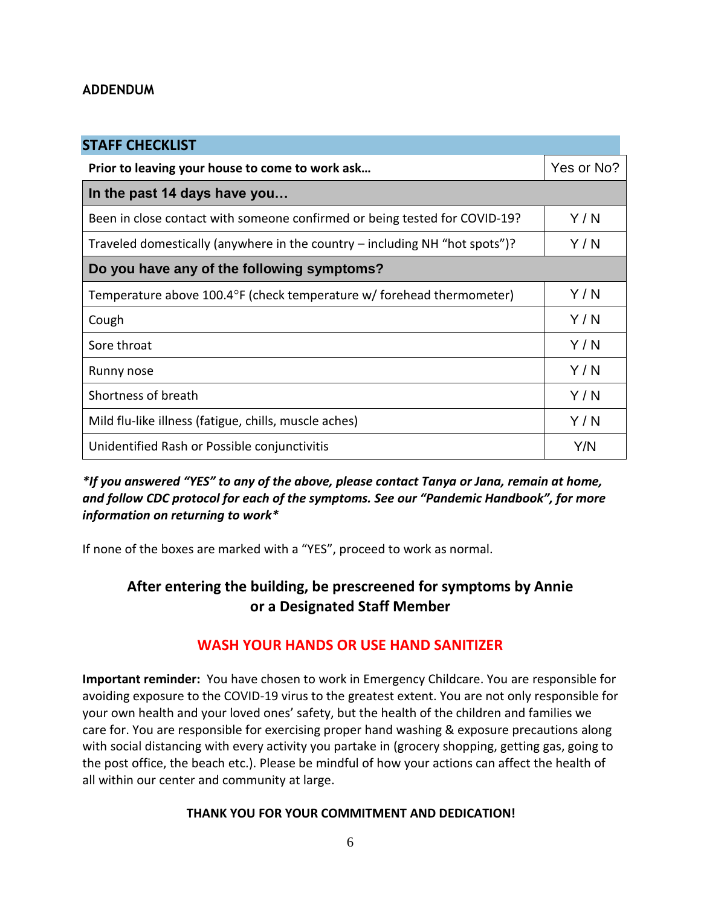**ADDENDUM**

| STAFF CHECKLIST | |
|---|---|
| **Prior to leaving your house to come to work ask…** | Yes or No? |
| **In the past 14 days have you…** | |
| Been in close contact with someone confirmed or being tested for COVID-19? | Y / N |
| Traveled domestically (anywhere in the country – including NH “hot spots”)? | Y / N |
| **Do you have any of the following symptoms?** | |
| Temperature above 100.4°F (check temperature w/ forehead thermometer) | Y / N |
| Cough | Y / N |
| Sore throat | Y / N |
| Runny nose | Y / N |
| Shortness of breath | Y / N |
| Mild flu-like illness (fatigue, chills, muscle aches) | Y / N |
| Unidentified Rash or Possible conjunctivitis | Y/N |

***If you answered “YES” to any of the above, please contact Tanya or Jana, remain at home, and follow CDC protocol for each of the symptoms. See our “Pandemic Handbook”, for more information on returning to work****

If none of the boxes are marked with a “YES”, proceed to work as normal.

**After entering the building, be prescreened for symptoms by Annie or a Designated Staff Member**

**WASH YOUR HANDS OR USE HAND SANITIZER**

**Important reminder:** You have chosen to work in Emergency Childcare. You are responsible for avoiding exposure to the COVID-19 virus to the greatest extent. You are not only responsible for your own health and your loved ones’ safety, but the health of the children and families we care for. You are responsible for exercising proper hand washing & exposure precautions along with social distancing with every activity you partake in (grocery shopping, getting gas, going to the post office, the beach etc.). Please be mindful of how your actions can affect the health of all within our center and community at large.

**THANK YOU FOR YOUR COMMITMENT AND DEDICATION!**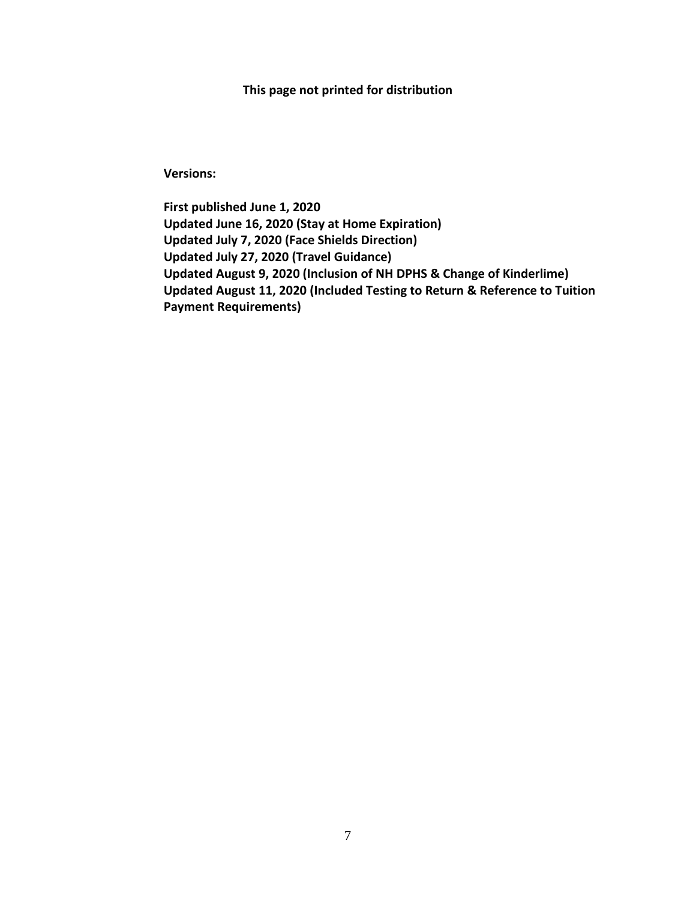**This page not printed for distribution**

**Versions:**

**First published June 1, 2020**
**Updated June 16, 2020 (Stay at Home Expiration)**
**Updated July 7, 2020 (Face Shields Direction)**
**Updated July 27, 2020 (Travel Guidance)**
**Updated August 9, 2020 (Inclusion of NH DPHS & Change of Kinderlime)**
**Updated August 11, 2020 (Included Testing to Return & Reference to Tuition Payment Requirements)**